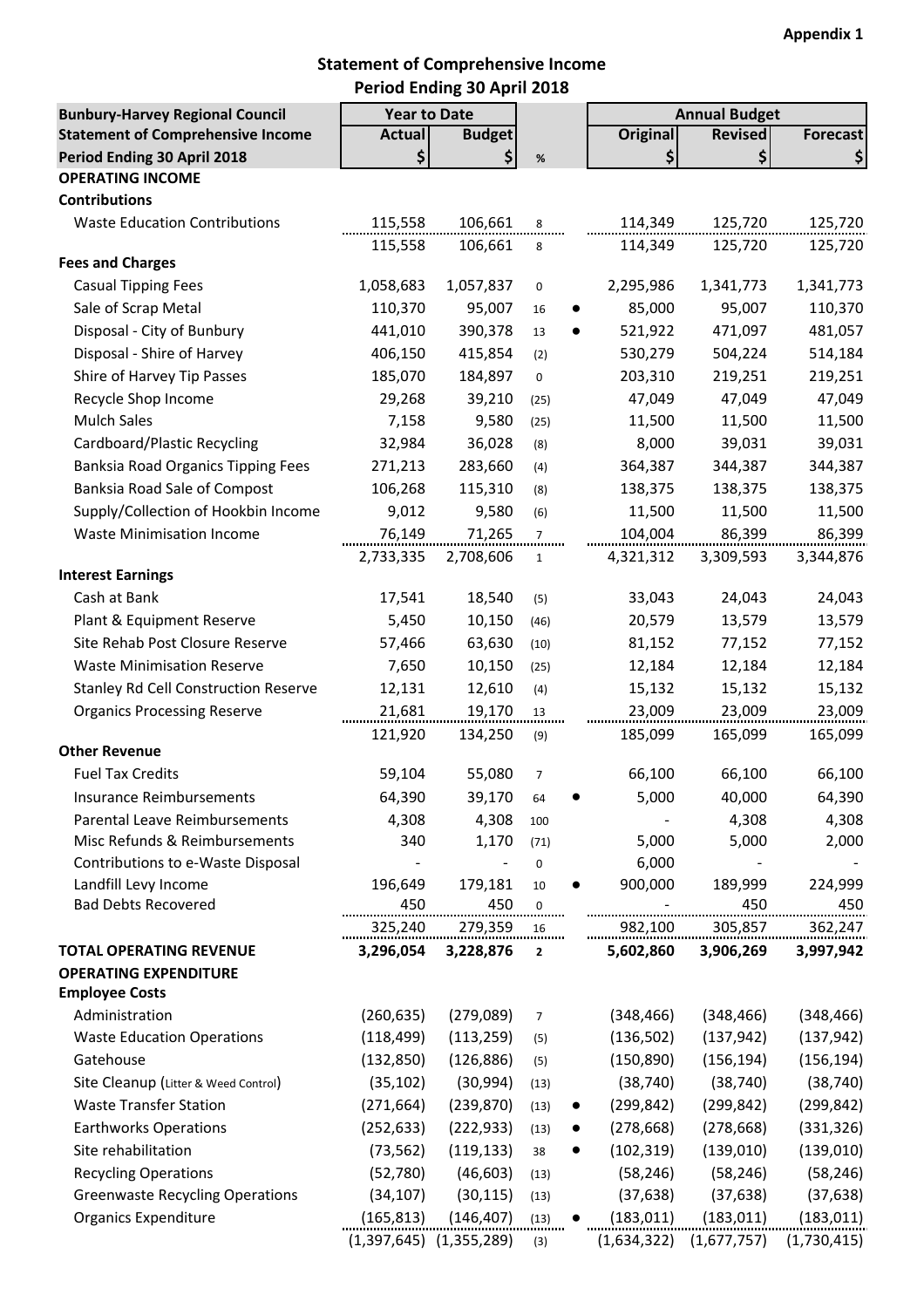**Appendix 1**

## Statement of Comprehensive Income
## Period Ending 30 April 2018

| Bunbury-Harvey Regional Council | Year to Date | | | | Annual Budget | | |
|---|---|---|---|---|---|---|---|
| **Statement of Comprehensive Income** | **Actual** | **Budget** | | | **Original** | **Revised** | **Forecast** |
| **Period Ending 30 April 2018** | **$** | **$** | **%** | | **$** | **$** | **$** |
| **OPERATING INCOME** | | | | | | | |
| **Contributions** | | | | | | | |
| Waste Education Contributions | 115,558 | 106,661 | 8 | | 114,349 | 125,720 | 125,720 |
| | 115,558 | 106,661 | 8 | | 114,349 | 125,720 | 125,720 |
| **Fees and Charges** | | | | | | | |
| Casual Tipping Fees | 1,058,683 | 1,057,837 | 0 | | 2,295,986 | 1,341,773 | 1,341,773 |
| Sale of Scrap Metal | 110,370 | 95,007 | 16 | ● | 85,000 | 95,007 | 110,370 |
| Disposal - City of Bunbury | 441,010 | 390,378 | 13 | ● | 521,922 | 471,097 | 481,057 |
| Disposal - Shire of Harvey | 406,150 | 415,854 | (2) | | 530,279 | 504,224 | 514,184 |
| Shire of Harvey Tip Passes | 185,070 | 184,897 | 0 | | 203,310 | 219,251 | 219,251 |
| Recycle Shop Income | 29,268 | 39,210 | (25) | | 47,049 | 47,049 | 47,049 |
| Mulch Sales | 7,158 | 9,580 | (25) | | 11,500 | 11,500 | 11,500 |
| Cardboard/Plastic Recycling | 32,984 | 36,028 | (8) | | 8,000 | 39,031 | 39,031 |
| Banksia Road Organics Tipping Fees | 271,213 | 283,660 | (4) | | 364,387 | 344,387 | 344,387 |
| Banksia Road Sale of Compost | 106,268 | 115,310 | (8) | | 138,375 | 138,375 | 138,375 |
| Supply/Collection of Hookbin Income | 9,012 | 9,580 | (6) | | 11,500 | 11,500 | 11,500 |
| Waste Minimisation Income | 76,149 | 71,265 | 7 | | 104,004 | 86,399 | 86,399 |
| | 2,733,335 | 2,708,606 | 1 | | 4,321,312 | 3,309,593 | 3,344,876 |
| **Interest Earnings** | | | | | | | |
| Cash at Bank | 17,541 | 18,540 | (5) | | 33,043 | 24,043 | 24,043 |
| Plant & Equipment Reserve | 5,450 | 10,150 | (46) | | 20,579 | 13,579 | 13,579 |
| Site Rehab Post Closure Reserve | 57,466 | 63,630 | (10) | | 81,152 | 77,152 | 77,152 |
| Waste Minimisation Reserve | 7,650 | 10,150 | (25) | | 12,184 | 12,184 | 12,184 |
| Stanley Rd Cell Construction Reserve | 12,131 | 12,610 | (4) | | 15,132 | 15,132 | 15,132 |
| Organics Processing Reserve | 21,681 | 19,170 | 13 | | 23,009 | 23,009 | 23,009 |
| | 121,920 | 134,250 | (9) | | 185,099 | 165,099 | 165,099 |
| **Other Revenue** | | | | | | | |
| Fuel Tax Credits | 59,104 | 55,080 | 7 | | 66,100 | 66,100 | 66,100 |
| Insurance Reimbursements | 64,390 | 39,170 | 64 | ● | 5,000 | 40,000 | 64,390 |
| Parental Leave Reimbursements | 4,308 | 4,308 | 100 | | - | 4,308 | 4,308 |
| Misc Refunds & Reimbursements | 340 | 1,170 | (71) | | 5,000 | 5,000 | 2,000 |
| Contributions to e-Waste Disposal | - | - | 0 | | 6,000 | - | - |
| Landfill Levy Income | 196,649 | 179,181 | 10 | ● | 900,000 | 189,999 | 224,999 |
| Bad Debts Recovered | 450 | 450 | 0 | | - | 450 | 450 |
| | 325,240 | 279,359 | 16 | | 982,100 | 305,857 | 362,247 |
| **TOTAL OPERATING REVENUE** | **3,296,054** | **3,228,876** | **2** | | **5,602,860** | **3,906,269** | **3,997,942** |
| **OPERATING EXPENDITURE** | | | | | | | |
| **Employee Costs** | | | | | | | |
| Administration | (260,635) | (279,089) | 7 | | (348,466) | (348,466) | (348,466) |
| Waste Education Operations | (118,499) | (113,259) | (5) | | (136,502) | (137,942) | (137,942) |
| Gatehouse | (132,850) | (126,886) | (5) | | (150,890) | (156,194) | (156,194) |
| Site Cleanup (Litter & Weed Control) | (35,102) | (30,994) | (13) | | (38,740) | (38,740) | (38,740) |
| Waste Transfer Station | (271,664) | (239,870) | (13) | ● | (299,842) | (299,842) | (299,842) |
| Earthworks Operations | (252,633) | (222,933) | (13) | ● | (278,668) | (278,668) | (331,326) |
| Site rehabilitation | (73,562) | (119,133) | 38 | ● | (102,319) | (139,010) | (139,010) |
| Recycling Operations | (52,780) | (46,603) | (13) | | (58,246) | (58,246) | (58,246) |
| Greenwaste Recycling Operations | (34,107) | (30,115) | (13) | | (37,638) | (37,638) | (37,638) |
| Organics Expenditure | (165,813) | (146,407) | (13) | ● | (183,011) | (183,011) | (183,011) |
| | (1,397,645) | (1,355,289) | (3) | | (1,634,322) | (1,677,757) | (1,730,415) |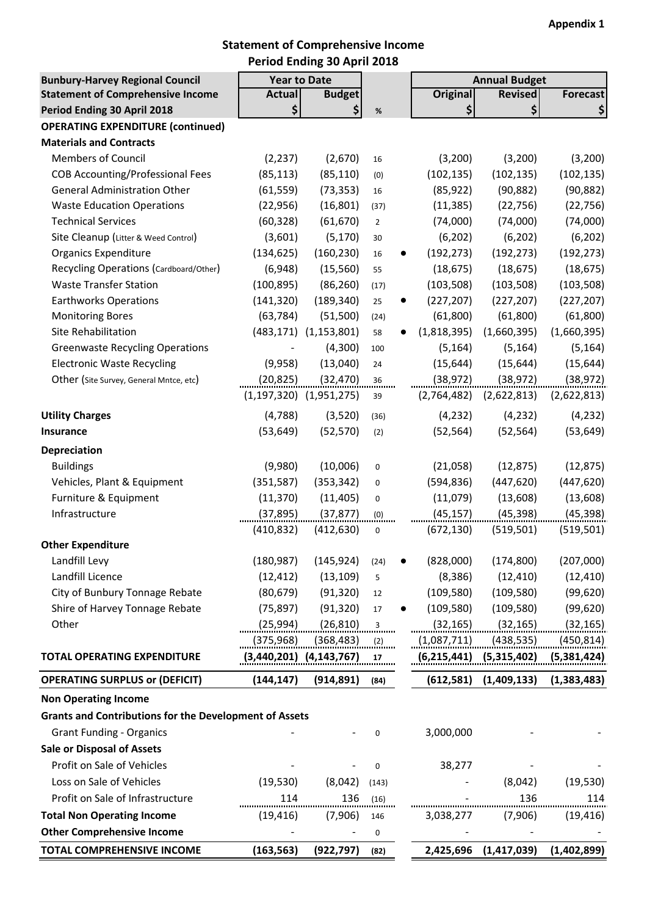**Appendix 1**

## Statement of Comprehensive Income
### Period Ending 30 April 2018

| Bunbury-Harvey Regional Council | Year to Date | | | | Annual Budget | | |
|---|---|---|---|---|---|---|---|
| **Statement of Comprehensive Income** | **Actual** | **Budget** | | | **Original** | **Revised** | **Forecast** |
| **Period Ending 30 April 2018** | **$** | **$** | **%** | | **$** | **$** | **$** |
| **OPERATING EXPENDITURE (continued)** | | | | | | | |
| **Materials and Contracts** | | | | | | | |
| Members of Council | (2,237) | (2,670) | 16 | | (3,200) | (3,200) | (3,200) |
| COB Accounting/Professional Fees | (85,113) | (85,110) | (0) | | (102,135) | (102,135) | (102,135) |
| General Administration Other | (61,559) | (73,353) | 16 | | (85,922) | (90,882) | (90,882) |
| Waste Education Operations | (22,956) | (16,801) | (37) | | (11,385) | (22,756) | (22,756) |
| Technical Services | (60,328) | (61,670) | 2 | | (74,000) | (74,000) | (74,000) |
| Site Cleanup (Litter & Weed Control) | (3,601) | (5,170) | 30 | | (6,202) | (6,202) | (6,202) |
| Organics Expenditure | (134,625) | (160,230) | 16 | ● | (192,273) | (192,273) | (192,273) |
| Recycling Operations (Cardboard/Other) | (6,948) | (15,560) | 55 | | (18,675) | (18,675) | (18,675) |
| Waste Transfer Station | (100,895) | (86,260) | (17) | | (103,508) | (103,508) | (103,508) |
| Earthworks Operations | (141,320) | (189,340) | 25 | ● | (227,207) | (227,207) | (227,207) |
| Monitoring Bores | (63,784) | (51,500) | (24) | | (61,800) | (61,800) | (61,800) |
| Site Rehabilitation | (483,171) | (1,153,801) | 58 | ● | (1,818,395) | (1,660,395) | (1,660,395) |
| Greenwaste Recycling Operations | - | (4,300) | 100 | | (5,164) | (5,164) | (5,164) |
| Electronic Waste Recycling | (9,958) | (13,040) | 24 | | (15,644) | (15,644) | (15,644) |
| Other (Site Survey, General Mntce, etc) | (20,825) | (32,470) | 36 | | (38,972) | (38,972) | (38,972) |
| | (1,197,320) | (1,951,275) | 39 | | (2,764,482) | (2,622,813) | (2,622,813) |
| **Utility Charges** | (4,788) | (3,520) | (36) | | (4,232) | (4,232) | (4,232) |
| **Insurance** | (53,649) | (52,570) | (2) | | (52,564) | (52,564) | (53,649) |
| **Depreciation** | | | | | | | |
| Buildings | (9,980) | (10,006) | 0 | | (21,058) | (12,875) | (12,875) |
| Vehicles, Plant & Equipment | (351,587) | (353,342) | 0 | | (594,836) | (447,620) | (447,620) |
| Furniture & Equipment | (11,370) | (11,405) | 0 | | (11,079) | (13,608) | (13,608) |
| Infrastructure | (37,895) | (37,877) | (0) | | (45,157) | (45,398) | (45,398) |
| | (410,832) | (412,630) | 0 | | (672,130) | (519,501) | (519,501) |
| **Other Expenditure** | | | | | | | |
| Landfill Levy | (180,987) | (145,924) | (24) | ● | (828,000) | (174,800) | (207,000) |
| Landfill Licence | (12,412) | (13,109) | 5 | | (8,386) | (12,410) | (12,410) |
| City of Bunbury Tonnage Rebate | (80,679) | (91,320) | 12 | | (109,580) | (109,580) | (99,620) |
| Shire of Harvey Tonnage Rebate | (75,897) | (91,320) | 17 | ● | (109,580) | (109,580) | (99,620) |
| Other | (25,994) | (26,810) | 3 | | (32,165) | (32,165) | (32,165) |
| | (375,968) | (368,483) | (2) | | (1,087,711) | (438,535) | (450,814) |
| **TOTAL OPERATING EXPENDITURE** | **(3,440,201)** | **(4,143,767)** | **17** | | **(6,215,441)** | **(5,315,402)** | **(5,381,424)** |
| **OPERATING SURPLUS or (DEFICIT)** | **(144,147)** | **(914,891)** | **(84)** | | **(612,581)** | **(1,409,133)** | **(1,383,483)** |
| **Non Operating Income** | | | | | | | |
| **Grants and Contributions for the Development of Assets** | | | | | | | |
| Grant Funding - Organics | - | - | 0 | | 3,000,000 | - | - |
| **Sale or Disposal of Assets** | | | | | | | |
| Profit on Sale of Vehicles | - | - | 0 | | 38,277 | - | - |
| Loss on Sale of Vehicles | (19,530) | (8,042) | (143) | | - | (8,042) | (19,530) |
| Profit on Sale of Infrastructure | 114 | 136 | (16) | | - | 136 | 114 |
| **Total Non Operating Income** | (19,416) | (7,906) | 146 | | 3,038,277 | (7,906) | (19,416) |
| **Other Comprehensive Income** | - | - | 0 | | - | - | - |
| **TOTAL COMPREHENSIVE INCOME** | **(163,563)** | **(922,797)** | **(82)** | | **2,425,696** | **(1,417,039)** | **(1,402,899)** |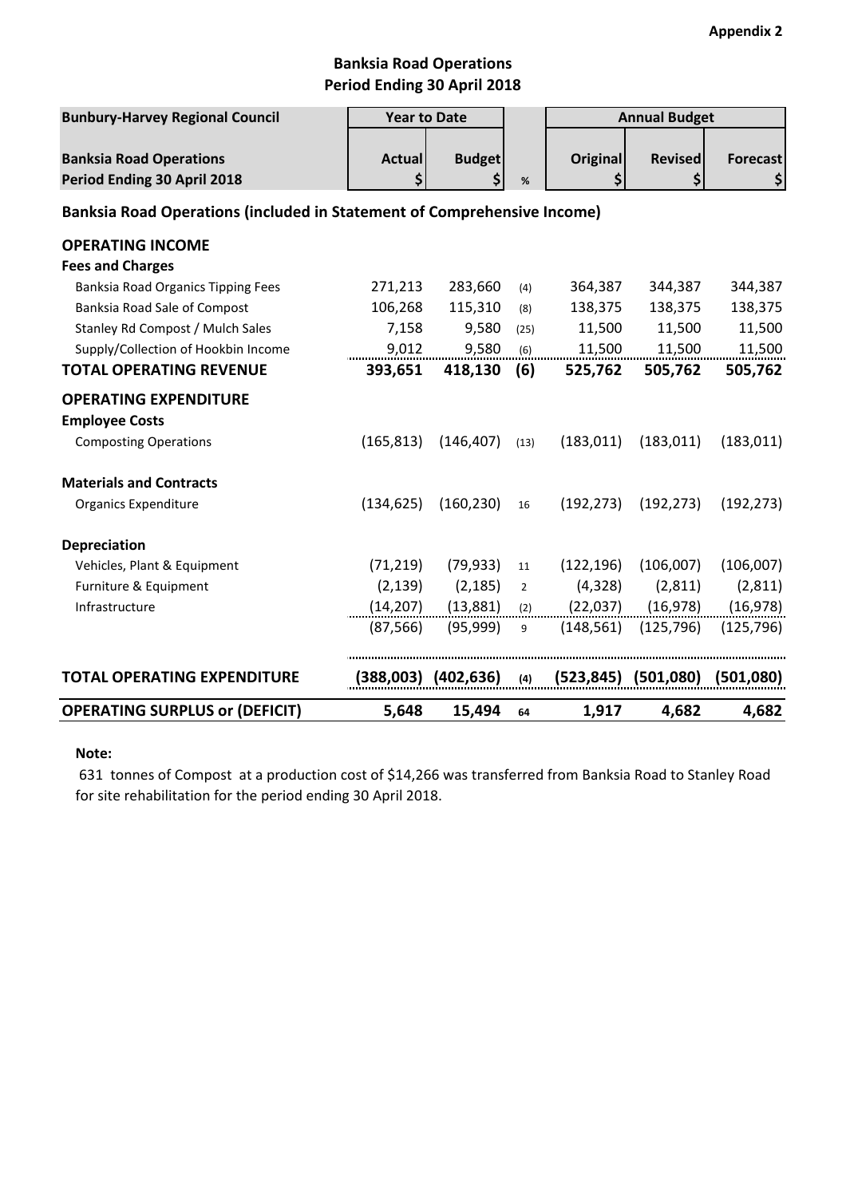**Appendix 2**

## Banksia Road Operations
## Period Ending 30 April 2018

| Bunbury-Harvey Regional Council | Year to Date | | | Annual Budget | | |
|---|---|---|---|---|---|---|
| **Banksia Road Operations** **Period Ending 30 April 2018** | **Actual** $ | **Budget** $ | % | **Original** $ | **Revised** $ | **Forecast** $ |
| **Banksia Road Operations (included in Statement of Comprehensive Income)** | | | | | | |
| **OPERATING INCOME** | | | | | | |
| **Fees and Charges** | | | | | | |
| Banksia Road Organics Tipping Fees | 271,213 | 283,660 | (4) | 364,387 | 344,387 | 344,387 |
| Banksia Road Sale of Compost | 106,268 | 115,310 | (8) | 138,375 | 138,375 | 138,375 |
| Stanley Rd Compost / Mulch Sales | 7,158 | 9,580 | (25) | 11,500 | 11,500 | 11,500 |
| Supply/Collection of Hookbin Income | 9,012 | 9,580 | (6) | 11,500 | 11,500 | 11,500 |
| **TOTAL OPERATING REVENUE** | **393,651** | **418,130** | **(6)** | **525,762** | **505,762** | **505,762** |
| **OPERATING EXPENDITURE** | | | | | | |
| **Employee Costs** | | | | | | |
| Composting Operations | (165,813) | (146,407) | (13) | (183,011) | (183,011) | (183,011) |
| **Materials and Contracts** | | | | | | |
| Organics Expenditure | (134,625) | (160,230) | 16 | (192,273) | (192,273) | (192,273) |
| **Depreciation** | | | | | | |
| Vehicles, Plant & Equipment | (71,219) | (79,933) | 11 | (122,196) | (106,007) | (106,007) |
| Furniture & Equipment | (2,139) | (2,185) | 2 | (4,328) | (2,811) | (2,811) |
| Infrastructure | (14,207) | (13,881) | (2) | (22,037) | (16,978) | (16,978) |
| | (87,566) | (95,999) | 9 | (148,561) | (125,796) | (125,796) |
| **TOTAL OPERATING EXPENDITURE** | **(388,003)** | **(402,636)** | **(4)** | **(523,845)** | **(501,080)** | **(501,080)** |
| **OPERATING SURPLUS or (DEFICIT)** | **5,648** | **15,494** | **64** | **1,917** | **4,682** | **4,682** |

**Note:**

631 tonnes of Compost at a production cost of $14,266 was transferred from Banksia Road to Stanley Road for site rehabilitation for the period ending 30 April 2018.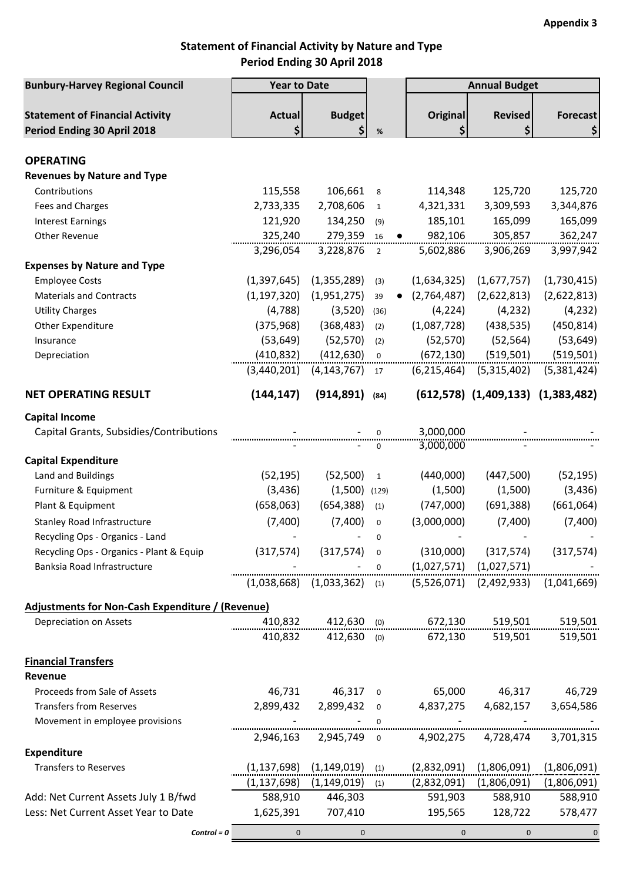Appendix 3

## Statement of Financial Activity by Nature and Type
## Period Ending 30 April 2018

| Bunbury-Harvey Regional Council | Year to Date | | | | Annual Budget | | |
|---|---|---|---|---|---|---|---|
| **Statement of Financial Activity Period Ending 30 April 2018** | **Actual $** | **Budget $** | **%** | | **Original $** | **Revised $** | **Forecast $** |
| **OPERATING** | | | | | | | |
| **Revenues by Nature and Type** | | | | | | | |
| Contributions | 115,558 | 106,661 | 8 | | 114,348 | 125,720 | 125,720 |
| Fees and Charges | 2,733,335 | 2,708,606 | 1 | | 4,321,331 | 3,309,593 | 3,344,876 |
| Interest Earnings | 121,920 | 134,250 | (9) | | 185,101 | 165,099 | 165,099 |
| Other Revenue | 325,240 | 279,359 | 16 | ● | 982,106 | 305,857 | 362,247 |
| | 3,296,054 | 3,228,876 | 2 | | 5,602,886 | 3,906,269 | 3,997,942 |
| **Expenses by Nature and Type** | | | | | | | |
| Employee Costs | (1,397,645) | (1,355,289) | (3) | | (1,634,325) | (1,677,757) | (1,730,415) |
| Materials and Contracts | (1,197,320) | (1,951,275) | 39 | ● | (2,764,487) | (2,622,813) | (2,622,813) |
| Utility Charges | (4,788) | (3,520) | (36) | | (4,224) | (4,232) | (4,232) |
| Other Expenditure | (375,968) | (368,483) | (2) | | (1,087,728) | (438,535) | (450,814) |
| Insurance | (53,649) | (52,570) | (2) | | (52,570) | (52,564) | (53,649) |
| Depreciation | (410,832) | (412,630) | 0 | | (672,130) | (519,501) | (519,501) |
| | (3,440,201) | (4,143,767) | 17 | | (6,215,464) | (5,315,402) | (5,381,424) |
| **NET OPERATING RESULT** | **(144,147)** | **(914,891)** | **(84)** | | **(612,578)** | **(1,409,133)** | **(1,383,482)** |
| **Capital Income** | | | | | | | |
| Capital Grants, Subsidies/Contributions | - | - | 0 | | 3,000,000 | - | - |
| | - | - | 0 | | 3,000,000 | - | - |
| **Capital Expenditure** | | | | | | | |
| Land and Buildings | (52,195) | (52,500) | 1 | | (440,000) | (447,500) | (52,195) |
| Furniture & Equipment | (3,436) | (1,500) | (129) | | (1,500) | (1,500) | (3,436) |
| Plant & Equipment | (658,063) | (654,388) | (1) | | (747,000) | (691,388) | (661,064) |
| Stanley Road Infrastructure | (7,400) | (7,400) | 0 | | (3,000,000) | (7,400) | (7,400) |
| Recycling Ops - Organics - Land | - | - | 0 | | - | - | - |
| Recycling Ops - Organics - Plant & Equip | (317,574) | (317,574) | 0 | | (310,000) | (317,574) | (317,574) |
| Banksia Road Infrastructure | - | - | 0 | | (1,027,571) | (1,027,571) | - |
| | (1,038,668) | (1,033,362) | (1) | | (5,526,071) | (2,492,933) | (1,041,669) |
| **Adjustments for Non-Cash Expenditure / (Revenue)** | | | | | | | |
| Depreciation on Assets | 410,832 | 412,630 | (0) | | 672,130 | 519,501 | 519,501 |
| | 410,832 | 412,630 | (0) | | 672,130 | 519,501 | 519,501 |
| **Financial Transfers** | | | | | | | |
| **Revenue** | | | | | | | |
| Proceeds from Sale of Assets | 46,731 | 46,317 | 0 | | 65,000 | 46,317 | 46,729 |
| Transfers from Reserves | 2,899,432 | 2,899,432 | 0 | | 4,837,275 | 4,682,157 | 3,654,586 |
| Movement in employee provisions | - | - | 0 | | - | - | - |
| | 2,946,163 | 2,945,749 | 0 | | 4,902,275 | 4,728,474 | 3,701,315 |
| **Expenditure** | | | | | | | |
| Transfers to Reserves | (1,137,698) | (1,149,019) | (1) | | (2,832,091) | (1,806,091) | (1,806,091) |
| | (1,137,698) | (1,149,019) | (1) | | (2,832,091) | (1,806,091) | (1,806,091) |
| Add: Net Current Assets July 1 B/fwd | 588,910 | 446,303 | | | 591,903 | 588,910 | 588,910 |
| Less: Net Current Asset Year to Date | 1,625,391 | 707,410 | | | 195,565 | 128,722 | 578,477 |
| *Control = 0* | 0 | 0 | | | 0 | 0 | 0 |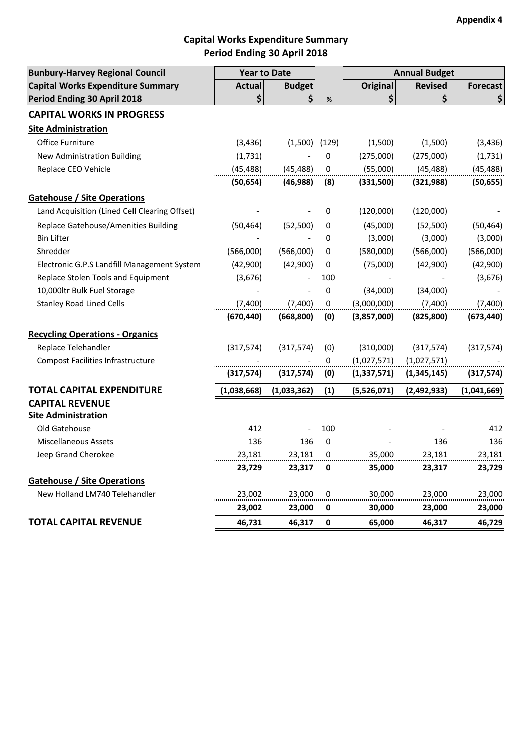**Appendix 4**

## Capital Works Expenditure Summary
## Period Ending 30 April 2018

| Bunbury-Harvey Regional Council | Year to Date | | | Annual Budget | | |
|---|---|---|---|---|---|---|
| Capital Works Expenditure Summary | Actual | Budget | | Original | Revised | Forecast |
| Period Ending 30 April 2018 | $ | $ | % | $ | $ | $ |
| **CAPITAL WORKS IN PROGRESS** | | | | | | |
| **Site Administration** | | | | | | |
| Office Furniture | (3,436) | (1,500) | (129) | (1,500) | (1,500) | (3,436) |
| New Administration Building | (1,731) | - | 0 | (275,000) | (275,000) | (1,731) |
| Replace CEO Vehicle | (45,488) | (45,488) | 0 | (55,000) | (45,488) | (45,488) |
| | **(50,654)** | **(46,988)** | **(8)** | **(331,500)** | **(321,988)** | **(50,655)** |
| **Gatehouse / Site Operations** | | | | | | |
| Land Acquisition (Lined Cell Clearing Offset) | - | - | 0 | (120,000) | (120,000) | - |
| Replace Gatehouse/Amenities Building | (50,464) | (52,500) | 0 | (45,000) | (52,500) | (50,464) |
| Bin Lifter | - | - | 0 | (3,000) | (3,000) | (3,000) |
| Shredder | (566,000) | (566,000) | 0 | (580,000) | (566,000) | (566,000) |
| Electronic G.P.S Landfill Management System | (42,900) | (42,900) | 0 | (75,000) | (42,900) | (42,900) |
| Replace Stolen Tools and Equipment | (3,676) | - | 100 | - | - | (3,676) |
| 10,000ltr Bulk Fuel Storage | - | - | 0 | (34,000) | (34,000) | - |
| Stanley Road Lined Cells | (7,400) | (7,400) | 0 | (3,000,000) | (7,400) | (7,400) |
| | **(670,440)** | **(668,800)** | **(0)** | **(3,857,000)** | **(825,800)** | **(673,440)** |
| **Recycling Operations - Organics** | | | | | | |
| Replace Telehandler | (317,574) | (317,574) | (0) | (310,000) | (317,574) | (317,574) |
| Compost Facilities Infrastructure | - | - | 0 | (1,027,571) | (1,027,571) | - |
| | **(317,574)** | **(317,574)** | **(0)** | **(1,337,571)** | **(1,345,145)** | **(317,574)** |
| **TOTAL CAPITAL EXPENDITURE** | **(1,038,668)** | **(1,033,362)** | **(1)** | **(5,526,071)** | **(2,492,933)** | **(1,041,669)** |
| **CAPITAL REVENUE** | | | | | | |
| **Site Administration** | | | | | | |
| Old Gatehouse | 412 | - | 100 | - | - | 412 |
| Miscellaneous Assets | 136 | 136 | 0 | - | 136 | 136 |
| Jeep Grand Cherokee | 23,181 | 23,181 | 0 | 35,000 | 23,181 | 23,181 |
| | **23,729** | **23,317** | **0** | **35,000** | **23,317** | **23,729** |
| **Gatehouse / Site Operations** | | | | | | |
| New Holland LM740 Telehandler | 23,002 | 23,000 | 0 | 30,000 | 23,000 | 23,000 |
| | **23,002** | **23,000** | **0** | **30,000** | **23,000** | **23,000** |
| **TOTAL CAPITAL REVENUE** | **46,731** | **46,317** | **0** | **65,000** | **46,317** | **46,729** |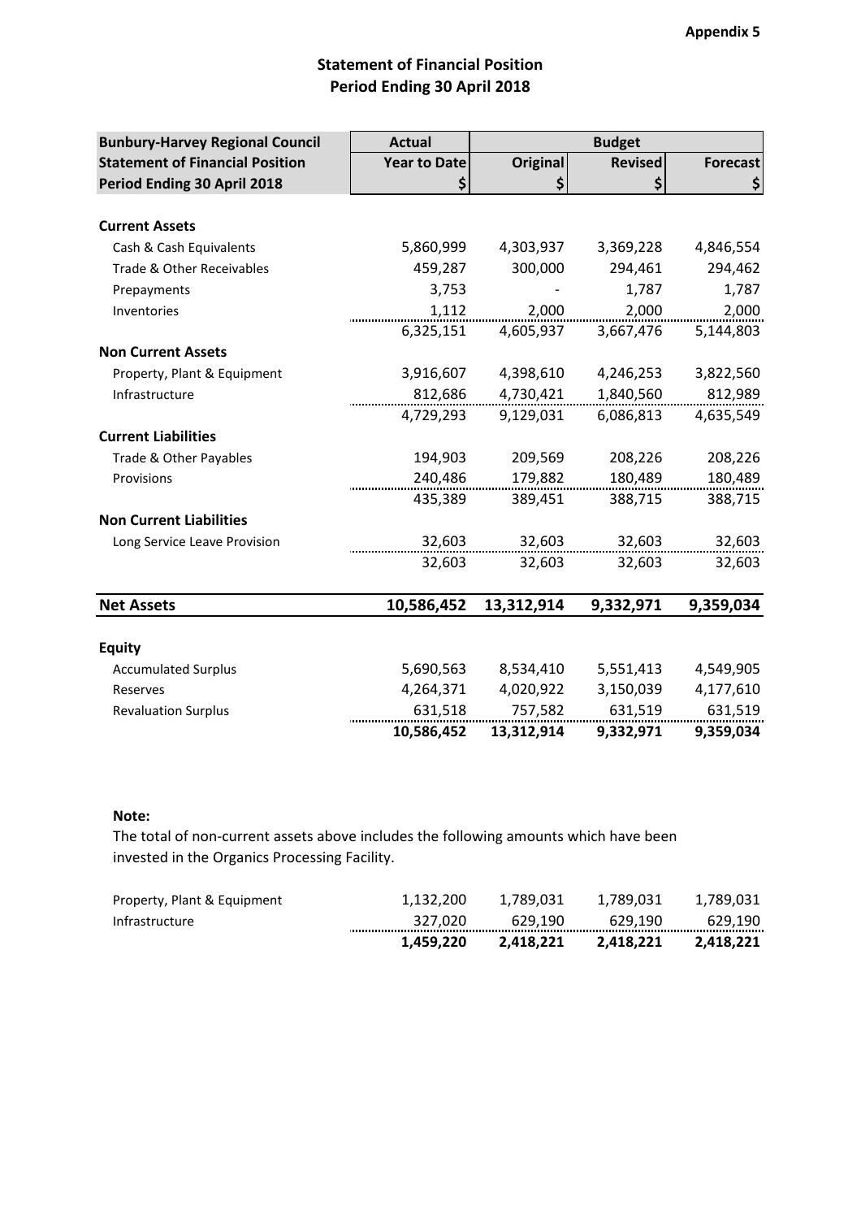**Appendix 5**

## Statement of Financial Position
## Period Ending 30 April 2018

| Bunbury-Harvey Regional Council<br>Statement of Financial Position<br>Period Ending 30 April 2018 | Actual<br>Year to Date<br>$ | Budget<br>Original<br>$ | <br>Revised<br>$ | <br>Forecast<br>$ |
|---|---|---|---|---|
| **Current Assets** | | | | |
| Cash & Cash Equivalents | 5,860,999 | 4,303,937 | 3,369,228 | 4,846,554 |
| Trade & Other Receivables | 459,287 | 300,000 | 294,461 | 294,462 |
| Prepayments | 3,753 | - | 1,787 | 1,787 |
| Inventories | 1,112 | 2,000 | 2,000 | 2,000 |
| | 6,325,151 | 4,605,937 | 3,667,476 | 5,144,803 |
| **Non Current Assets** | | | | |
| Property, Plant & Equipment | 3,916,607 | 4,398,610 | 4,246,253 | 3,822,560 |
| Infrastructure | 812,686 | 4,730,421 | 1,840,560 | 812,989 |
| | 4,729,293 | 9,129,031 | 6,086,813 | 4,635,549 |
| **Current Liabilities** | | | | |
| Trade & Other Payables | 194,903 | 209,569 | 208,226 | 208,226 |
| Provisions | 240,486 | 179,882 | 180,489 | 180,489 |
| | 435,389 | 389,451 | 388,715 | 388,715 |
| **Non Current Liabilities** | | | | |
| Long Service Leave Provision | 32,603 | 32,603 | 32,603 | 32,603 |
| | 32,603 | 32,603 | 32,603 | 32,603 |
| **Net Assets** | **10,586,452** | **13,312,914** | **9,332,971** | **9,359,034** |
| **Equity** | | | | |
| Accumulated Surplus | 5,690,563 | 8,534,410 | 5,551,413 | 4,549,905 |
| Reserves | 4,264,371 | 4,020,922 | 3,150,039 | 4,177,610 |
| Revaluation Surplus | 631,518 | 757,582 | 631,519 | 631,519 |
| | **10,586,452** | **13,312,914** | **9,332,971** | **9,359,034** |

**Note:**

The total of non-current assets above includes the following amounts which have been invested in the Organics Processing Facility.

| | | | | |
|---|---|---|---|---|
| Property, Plant & Equipment | 1,132,200 | 1,789,031 | 1,789,031 | 1,789,031 |
| Infrastructure | 327,020 | 629,190 | 629,190 | 629,190 |
| | **1,459,220** | **2,418,221** | **2,418,221** | **2,418,221** |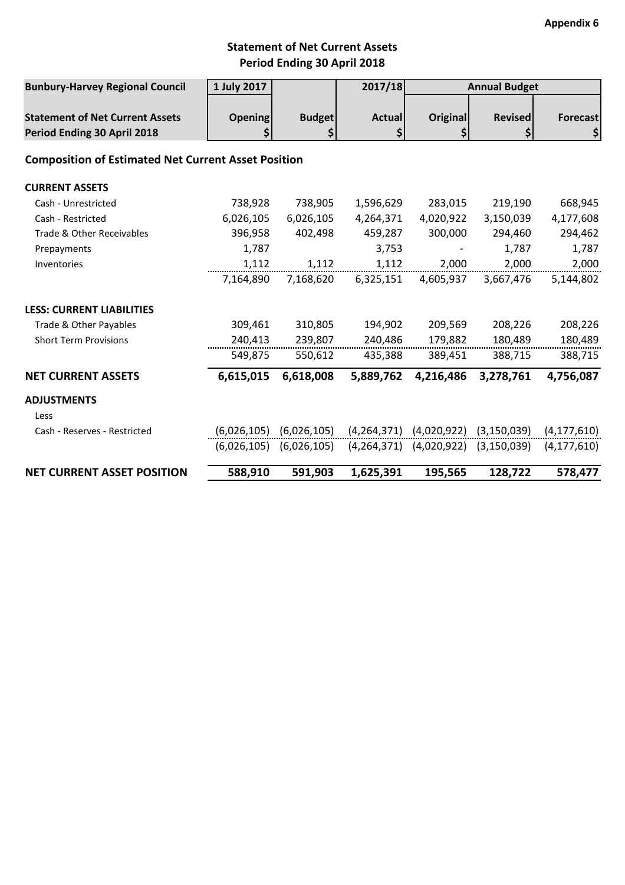**Appendix 6**

## Statement of Net Current Assets
## Period Ending 30 April 2018

| Bunbury-Harvey Regional Council | 1 July 2017 | | 2017/18 | Annual Budget | | |
|---|---|---|---|---|---|---|
| **Statement of Net Current Assets** | **Opening** | **Budget** | **Actual** | **Original** | **Revised** | **Forecast** |
| **Period Ending 30 April 2018** | **$** | **$** | **$** | **$** | **$** | **$** |
| **Composition of Estimated Net Current Asset Position** | | | | | | |
| **CURRENT ASSETS** | | | | | | |
| Cash - Unrestricted | 738,928 | 738,905 | 1,596,629 | 283,015 | 219,190 | 668,945 |
| Cash - Restricted | 6,026,105 | 6,026,105 | 4,264,371 | 4,020,922 | 3,150,039 | 4,177,608 |
| Trade & Other Receivables | 396,958 | 402,498 | 459,287 | 300,000 | 294,460 | 294,462 |
| Prepayments | 1,787 | | 3,753 | - | 1,787 | 1,787 |
| Inventories | 1,112 | 1,112 | 1,112 | 2,000 | 2,000 | 2,000 |
| | 7,164,890 | 7,168,620 | 6,325,151 | 4,605,937 | 3,667,476 | 5,144,802 |
| **LESS: CURRENT LIABILITIES** | | | | | | |
| Trade & Other Payables | 309,461 | 310,805 | 194,902 | 209,569 | 208,226 | 208,226 |
| Short Term Provisions | 240,413 | 239,807 | 240,486 | 179,882 | 180,489 | 180,489 |
| | 549,875 | 550,612 | 435,388 | 389,451 | 388,715 | 388,715 |
| **NET CURRENT ASSETS** | **6,615,015** | **6,618,008** | **5,889,762** | **4,216,486** | **3,278,761** | **4,756,087** |
| **ADJUSTMENTS** | | | | | | |
| Less | | | | | | |
| Cash - Reserves - Restricted | (6,026,105) | (6,026,105) | (4,264,371) | (4,020,922) | (3,150,039) | (4,177,610) |
| | (6,026,105) | (6,026,105) | (4,264,371) | (4,020,922) | (3,150,039) | (4,177,610) |
| **NET CURRENT ASSET POSITION** | **588,910** | **591,903** | **1,625,391** | **195,565** | **128,722** | **578,477** |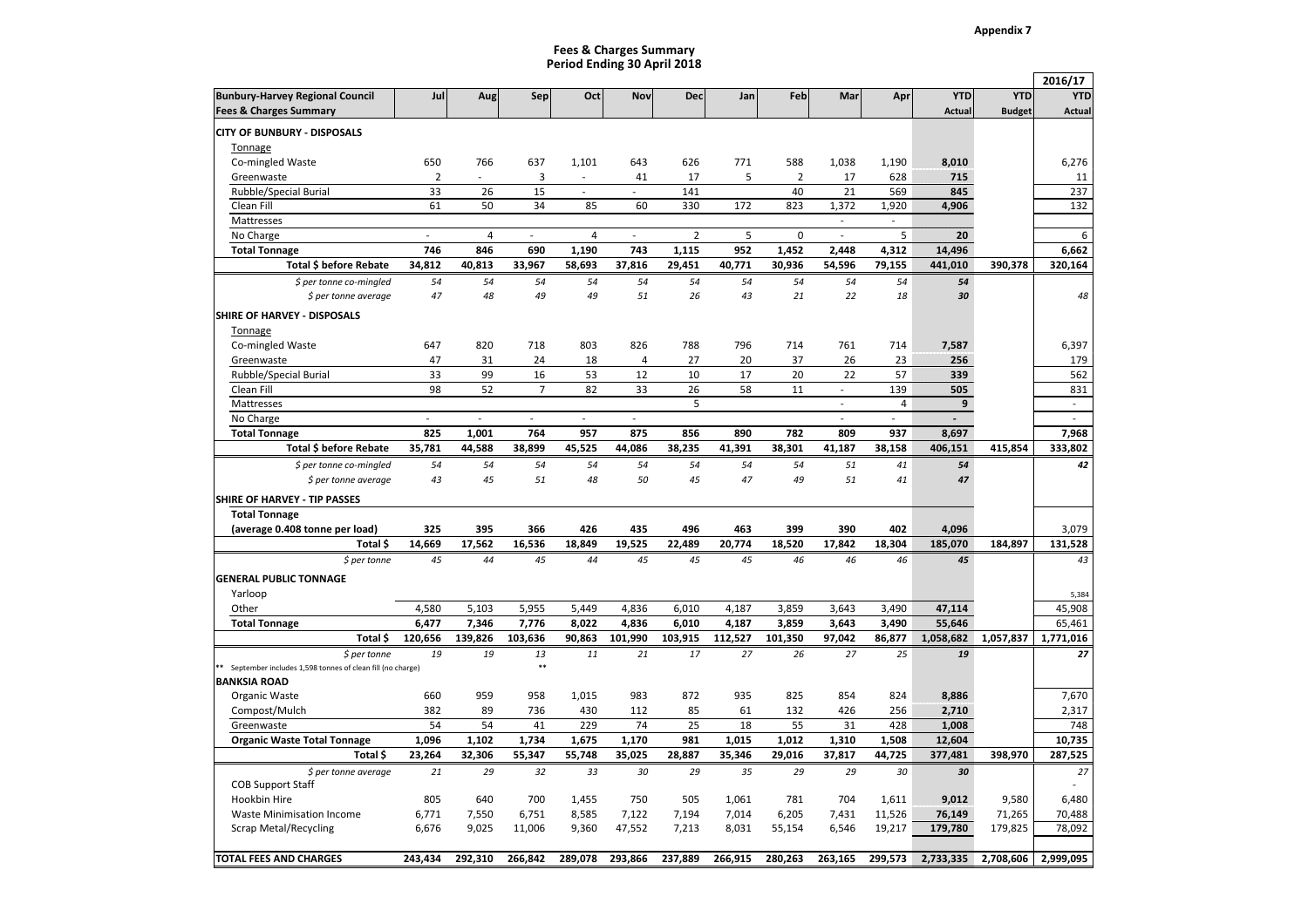Appendix 7

## Fees & Charges Summary
## Period Ending 30 April 2018

| Bunbury-Harvey Regional Council Fees & Charges Summary | Jul | Aug | Sep | Oct | Nov | Dec | Jan | Feb | Mar | Apr | YTD Actual | YTD Budget | 2016/17 YTD Actual |
|---|---|---|---|---|---|---|---|---|---|---|---|---|---|
| **CITY OF BUNBURY - DISPOSALS** | | | | | | | | | | | | | |
| Tonnage | | | | | | | | | | | | | |
| Co-mingled Waste | 650 | 766 | 637 | 1,101 | 643 | 626 | 771 | 588 | 1,038 | 1,190 | **8,010** | | 6,276 |
| Greenwaste | 2 | - | 3 | - | 41 | 17 | 5 | 2 | 17 | 628 | **715** | | 11 |
| Rubble/Special Burial | 33 | 26 | 15 | - | - | 141 | | 40 | 21 | 569 | **845** | | 237 |
| Clean Fill | 61 | 50 | 34 | 85 | 60 | 330 | 172 | 823 | 1,372 | 1,920 | **4,906** | | 132 |
| Mattresses | | | | | | | | | - | - | | | |
| No Charge | - | 4 | - | 4 | - | 2 | 5 | 0 | - | 5 | **20** | | 6 |
| **Total Tonnage** | **746** | **846** | **690** | **1,190** | **743** | **1,115** | **952** | **1,452** | **2,448** | **4,312** | **14,496** | | **6,662** |
| **Total $ before Rebate** | **34,812** | **40,813** | **33,967** | **58,693** | **37,816** | **29,451** | **40,771** | **30,936** | **54,596** | **79,155** | **441,010** | **390,378** | **320,164** |
| *$ per tonne co-mingled* | *54* | *54* | *54* | *54* | *54* | *54* | *54* | *54* | *54* | *54* | ***54*** | | |
| *$ per tonne average* | *47* | *48* | *49* | *49* | *51* | *26* | *43* | *21* | *22* | *18* | ***30*** | | *48* |
| **SHIRE OF HARVEY - DISPOSALS** | | | | | | | | | | | | | |
| Tonnage | | | | | | | | | | | | | |
| Co-mingled Waste | 647 | 820 | 718 | 803 | 826 | 788 | 796 | 714 | 761 | 714 | **7,587** | | 6,397 |
| Greenwaste | 47 | 31 | 24 | 18 | 4 | 27 | 20 | 37 | 26 | 23 | **256** | | 179 |
| Rubble/Special Burial | 33 | 99 | 16 | 53 | 12 | 10 | 17 | 20 | 22 | 57 | **339** | | 562 |
| Clean Fill | 98 | 52 | 7 | 82 | 33 | 26 | 58 | 11 | - | 139 | **505** | | 831 |
| Mattresses | | | | | | 5 | | | - | 4 | **9** | | - |
| No Charge | - | - | - | - | - | | | | - | - | **-** | | - |
| **Total Tonnage** | **825** | **1,001** | **764** | **957** | **875** | **856** | **890** | **782** | **809** | **937** | **8,697** | | **7,968** |
| **Total $ before Rebate** | **35,781** | **44,588** | **38,899** | **45,525** | **44,086** | **38,235** | **41,391** | **38,301** | **41,187** | **38,158** | **406,151** | **415,854** | **333,802** |
| *$ per tonne co-mingled* | *54* | *54* | *54* | *54* | *54* | *54* | *54* | *54* | *51* | *41* | ***54*** | | ***42*** |
| *$ per tonne average* | *43* | *45* | *51* | *48* | *50* | *45* | *47* | *49* | *51* | *41* | ***47*** | | |
| **SHIRE OF HARVEY - TIP PASSES** | | | | | | | | | | | | | |
| **Total Tonnage** | | | | | | | | | | | | | |
| **(average 0.408 tonne per load)** | **325** | **395** | **366** | **426** | **435** | **496** | **463** | **399** | **390** | **402** | **4,096** | | **3,079** |
| **Total $** | **14,669** | **17,562** | **16,536** | **18,849** | **19,525** | **22,489** | **20,774** | **18,520** | **17,842** | **18,304** | **185,070** | **184,897** | **131,528** |
| *$ per tonne* | *45* | *44* | *45* | *44* | *45* | *45* | *45* | *46* | *46* | *46* | ***45*** | | *43* |
| **GENERAL PUBLIC TONNAGE** | | | | | | | | | | | | | |
| Yarloop | | | | | | | | | | | | | 5,384 |
| Other | 4,580 | 5,103 | 5,955 | 5,449 | 4,836 | 6,010 | 4,187 | 3,859 | 3,643 | 3,490 | **47,114** | | 45,908 |
| **Total Tonnage** | **6,477** | **7,346** | **7,776** | **8,022** | **4,836** | **6,010** | **4,187** | **3,859** | **3,643** | **3,490** | **55,646** | | **65,461** |
| **Total $** | **120,656** | **139,826** | **103,636** | **90,863** | **101,990** | **103,915** | **112,527** | **101,350** | **97,042** | **86,877** | **1,058,682** | **1,057,837** | **1,771,016** |
| *$ per tonne* | *19* | *19* | *13* ** | *11* | *21* | *17* | *27* | *26* | *27* | *25* | ***19*** | | ***27*** |
| ** September includes 1,598 tonnes of clean fill (no charge) | | | | | | | | | | | | | |
| **BANKSIA ROAD** | | | | | | | | | | | | | |
| Organic Waste | 660 | 959 | 958 | 1,015 | 983 | 872 | 935 | 825 | 854 | 824 | **8,886** | | 7,670 |
| Compost/Mulch | 382 | 89 | 736 | 430 | 112 | 85 | 61 | 132 | 426 | 256 | **2,710** | | 2,317 |
| Greenwaste | 54 | 54 | 41 | 229 | 74 | 25 | 18 | 55 | 31 | 428 | **1,008** | | 748 |
| **Organic Waste Total Tonnage** | **1,096** | **1,102** | **1,734** | **1,675** | **1,170** | **981** | **1,015** | **1,012** | **1,310** | **1,508** | **12,604** | | **10,735** |
| **Total $** | **23,264** | **32,306** | **55,347** | **55,748** | **35,025** | **28,887** | **35,346** | **29,016** | **37,817** | **44,725** | **377,481** | **398,970** | **287,525** |
| *$ per tonne average* | *21* | *29* | *32* | *33* | *30* | *29* | *35* | *29* | *29* | *30* | ***30*** | | *27* |
| COB Support Staff | | | | | | | | | | | | | - |
| Hookbin Hire | 805 | 640 | 700 | 1,455 | 750 | 505 | 1,061 | 781 | 704 | 1,611 | **9,012** | 9,580 | 6,480 |
| Waste Minimisation Income | 6,771 | 7,550 | 6,751 | 8,585 | 7,122 | 7,194 | 7,014 | 6,205 | 7,431 | 11,526 | **76,149** | 71,265 | 70,488 |
| Scrap Metal/Recycling | 6,676 | 9,025 | 11,006 | 9,360 | 47,552 | 7,213 | 8,031 | 55,154 | 6,546 | 19,217 | **179,780** | 179,825 | 78,092 |
| **TOTAL FEES AND CHARGES** | **243,434** | **292,310** | **266,842** | **289,078** | **293,866** | **237,889** | **266,915** | **280,263** | **263,165** | **299,573** | **2,733,335** | **2,708,606** | **2,999,095** |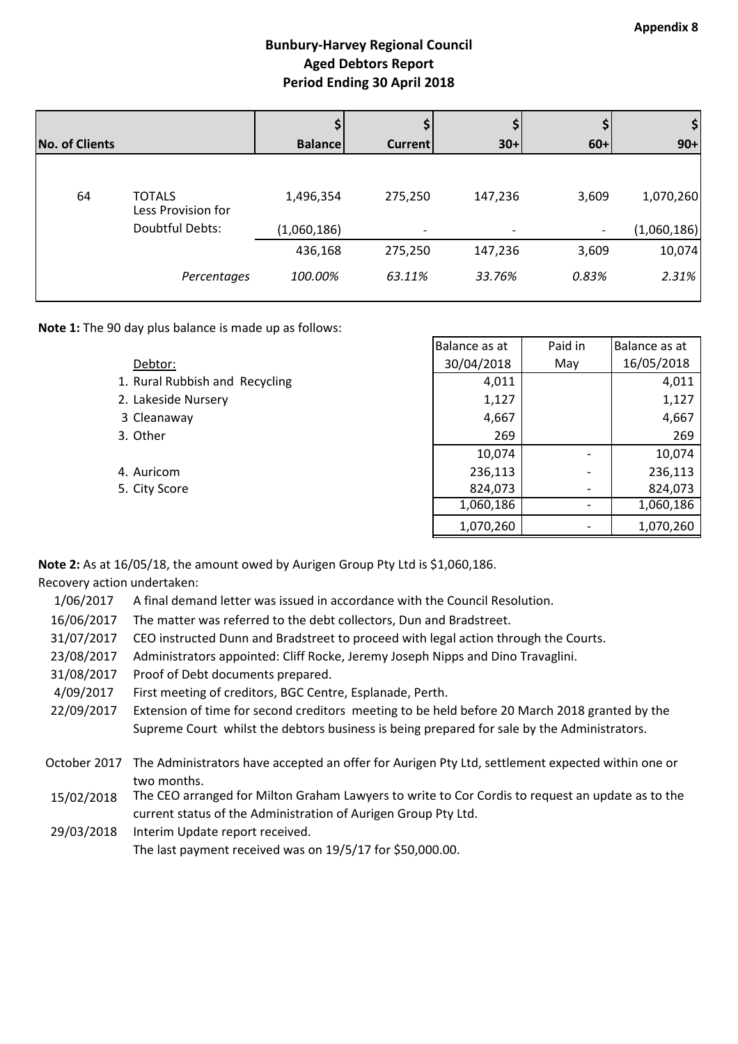**Appendix 8**

# Bunbury-Harvey Regional Council
## Aged Debtors Report
## Period Ending 30 April 2018

| No. of Clients | | $ Balance | $ Current | $ 30+ | $ 60+ | $ 90+ |
|---|---|---|---|---|---|---|
| 64 | TOTALS | 1,496,354 | 275,250 | 147,236 | 3,609 | 1,070,260 |
| | Less Provision for Doubtful Debts: | (1,060,186) | - | - | - | (1,060,186) |
| | | 436,168 | 275,250 | 147,236 | 3,609 | 10,074 |
| | *Percentages* | *100.00%* | *63.11%* | *33.76%* | *0.83%* | *2.31%* |

**Note 1:** The 90 day plus balance is made up as follows:

| Debtor: | Balance as at 30/04/2018 | Paid in May | Balance as at 16/05/2018 |
|---|---|---|---|
| 1. Rural Rubbish and Recycling | 4,011 | | 4,011 |
| 2. Lakeside Nursery | 1,127 | | 1,127 |
| 3 Cleanaway | 4,667 | | 4,667 |
| 3. Other | 269 | | 269 |
| | 10,074 | - | 10,074 |
| 4. Auricom | 236,113 | - | 236,113 |
| 5. City Score | 824,073 | - | 824,073 |
| | 1,060,186 | - | 1,060,186 |
| | 1,070,260 | - | 1,070,260 |

**Note 2:** As at 16/05/18, the amount owed by Aurigen Group Pty Ltd is $1,060,186.

Recovery action undertaken:

| | |
|---|---|
| 1/06/2017 | A final demand letter was issued in accordance with the Council Resolution. |
| 16/06/2017 | The matter was referred to the debt collectors, Dun and Bradstreet. |
| 31/07/2017 | CEO instructed Dunn and Bradstreet to proceed with legal action through the Courts. |
| 23/08/2017 | Administrators appointed: Cliff Rocke, Jeremy Joseph Nipps and Dino Travaglini. |
| 31/08/2017 | Proof of Debt documents prepared. |
| 4/09/2017 | First meeting of creditors, BGC Centre, Esplanade, Perth. |
| 22/09/2017 | Extension of time for second creditors meeting to be held before 20 March 2018 granted by the Supreme Court whilst the debtors business is being prepared for sale by the Administrators. |
| October 2017 | The Administrators have accepted an offer for Aurigen Pty Ltd, settlement expected within one or two months. |
| 15/02/2018 | The CEO arranged for Milton Graham Lawyers to write to Cor Cordis to request an update as to the current status of the Administration of Aurigen Group Pty Ltd. |
| 29/03/2018 | Interim Update report received. The last payment received was on 19/5/17 for $50,000.00. |